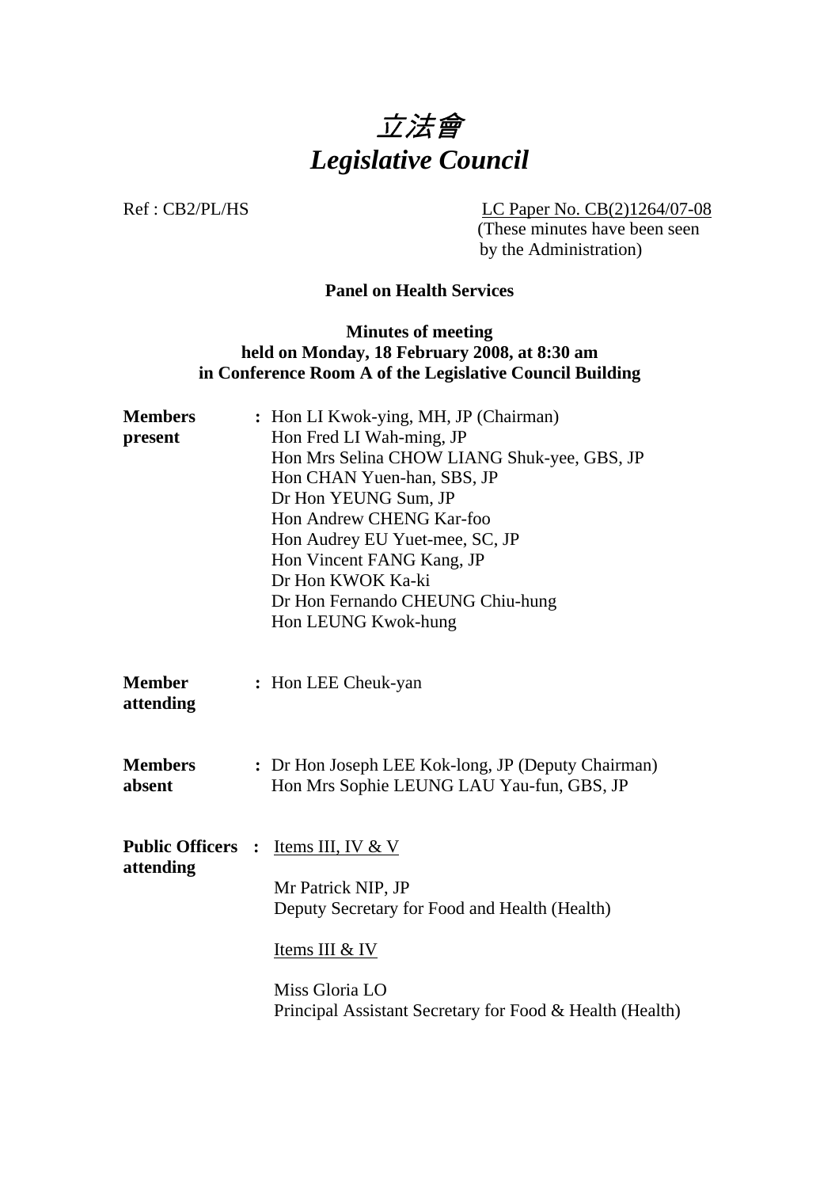# 立法會
# *Legislative Council*

Ref : CB2/PL/HS

LC Paper No. CB(2)1264/07-08
(These minutes have been seen by the Administration)

**Panel on Health Services**

**Minutes of meeting**
**held on Monday, 18 February 2008, at 8:30 am**
**in Conference Room A of the Legislative Council Building**

**Members present** : Hon LI Kwok-ying, MH, JP (Chairman)
Hon Fred LI Wah-ming, JP
Hon Mrs Selina CHOW LIANG Shuk-yee, GBS, JP
Hon CHAN Yuen-han, SBS, JP
Dr Hon YEUNG Sum, JP
Hon Andrew CHENG Kar-foo
Hon Audrey EU Yuet-mee, SC, JP
Hon Vincent FANG Kang, JP
Dr Hon KWOK Ka-ki
Dr Hon Fernando CHEUNG Chiu-hung
Hon LEUNG Kwok-hung

**Member attending** : Hon LEE Cheuk-yan

**Members absent** : Dr Hon Joseph LEE Kok-long, JP (Deputy Chairman)
Hon Mrs Sophie LEUNG LAU Yau-fun, GBS, JP

**Public Officers attending** : Items III, IV & V

Mr Patrick NIP, JP
Deputy Secretary for Food and Health (Health)

Items III & IV

Miss Gloria LO
Principal Assistant Secretary for Food & Health (Health)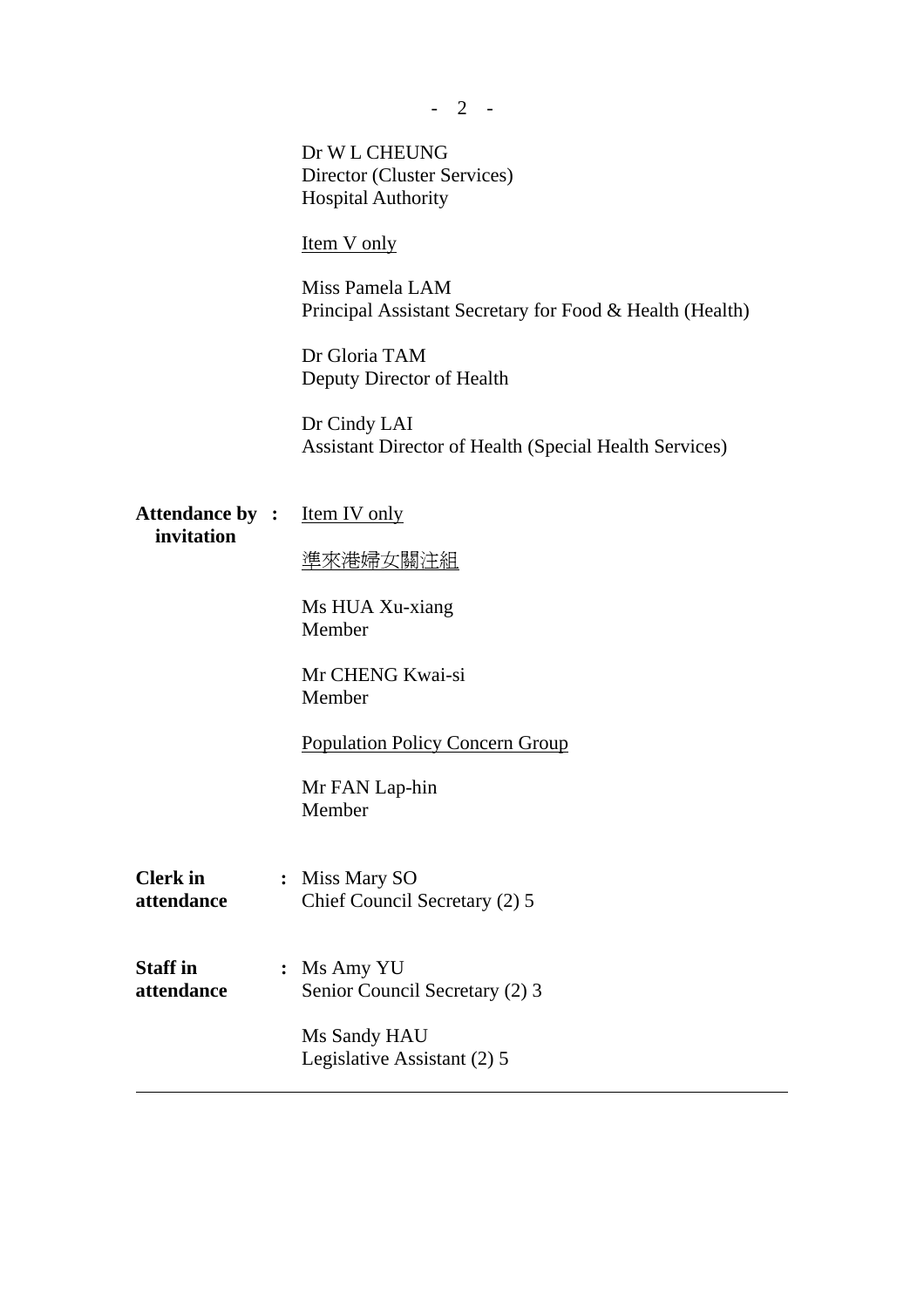Dr W L CHEUNG
Director (Cluster Services)
Hospital Authority

<u>Item V only</u>

Miss Pamela LAM
Principal Assistant Secretary for Food & Health (Health)

Dr Gloria TAM
Deputy Director of Health

Dr Cindy LAI
Assistant Director of Health (Special Health Services)

**Attendance by invitation** : <u>Item IV only</u>

<u>準來港婦女關注組</u>

Ms HUA Xu-xiang
Member

Mr CHENG Kwai-si
Member

<u>Population Policy Concern Group</u>

Mr FAN Lap-hin
Member

**Clerk in attendance** : Miss Mary SO
Chief Council Secretary (2) 5

**Staff in attendance** : Ms Amy YU
Senior Council Secretary (2) 3

Ms Sandy HAU
Legislative Assistant (2) 5

---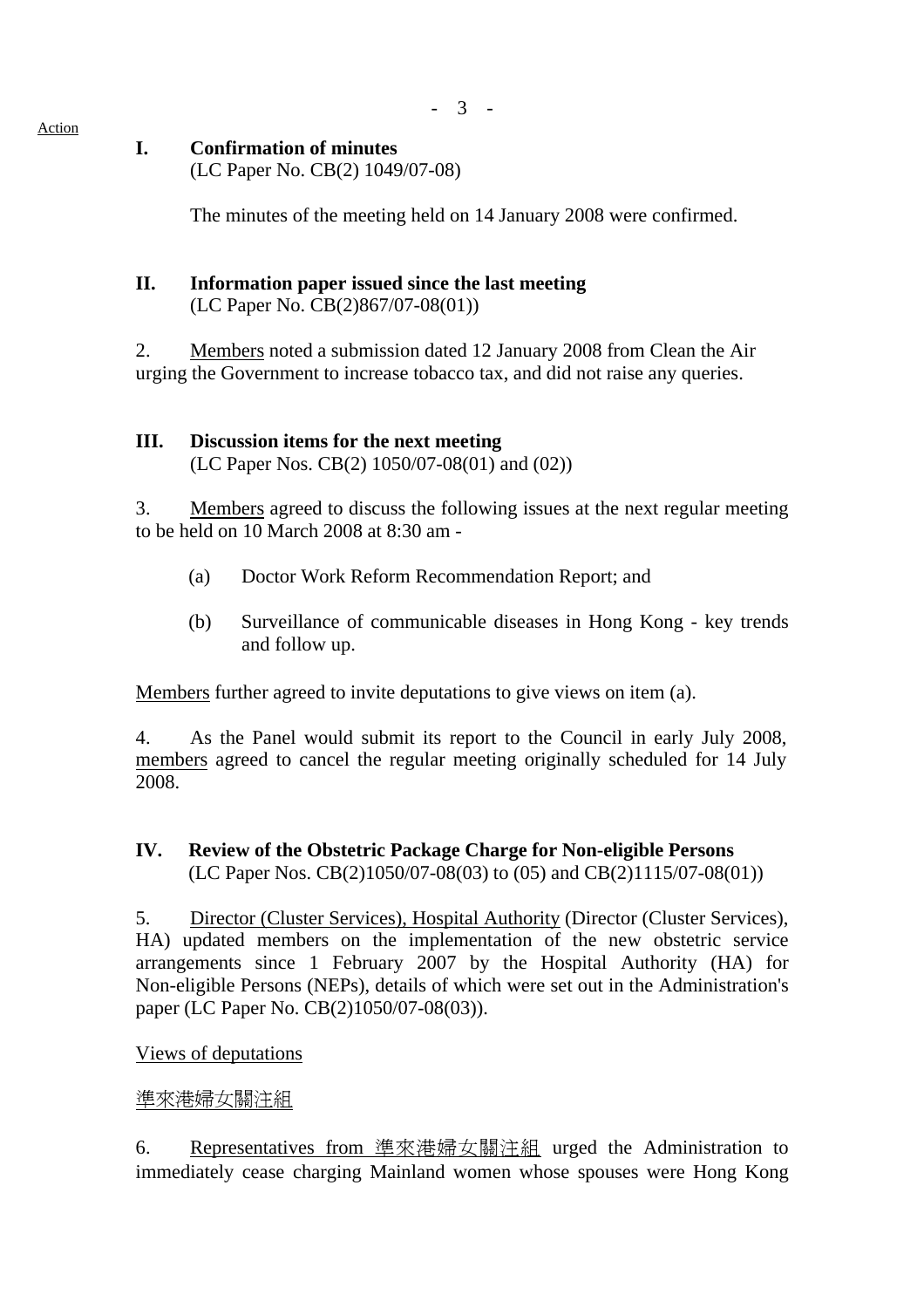Action

**I. Confirmation of minutes**
(LC Paper No. CB(2) 1049/07-08)

The minutes of the meeting held on 14 January 2008 were confirmed.

**II. Information paper issued since the last meeting**
(LC Paper No. CB(2)867/07-08(01))

2. Members noted a submission dated 12 January 2008 from Clean the Air urging the Government to increase tobacco tax, and did not raise any queries.

**III. Discussion items for the next meeting**
(LC Paper Nos. CB(2) 1050/07-08(01) and (02))

3. Members agreed to discuss the following issues at the next regular meeting to be held on 10 March 2008 at 8:30 am -

(a) Doctor Work Reform Recommendation Report; and

(b) Surveillance of communicable diseases in Hong Kong - key trends and follow up.

Members further agreed to invite deputations to give views on item (a).

4. As the Panel would submit its report to the Council in early July 2008, members agreed to cancel the regular meeting originally scheduled for 14 July 2008.

**IV. Review of the Obstetric Package Charge for Non-eligible Persons**
(LC Paper Nos. CB(2)1050/07-08(03) to (05) and CB(2)1115/07-08(01))

5. Director (Cluster Services), Hospital Authority (Director (Cluster Services), HA) updated members on the implementation of the new obstetric service arrangements since 1 February 2007 by the Hospital Authority (HA) for Non-eligible Persons (NEPs), details of which were set out in the Administration's paper (LC Paper No. CB(2)1050/07-08(03)).

Views of deputations

準來港婦女關注組

6. Representatives from 準來港婦女關注組 urged the Administration to immediately cease charging Mainland women whose spouses were Hong Kong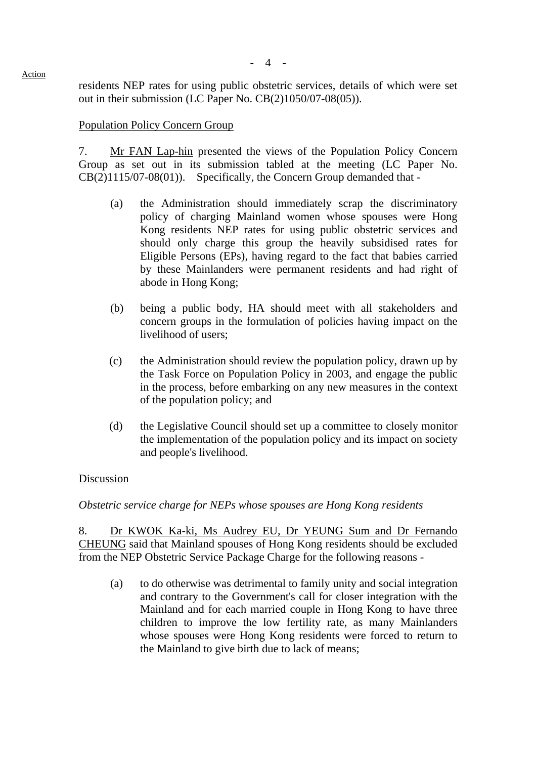residents NEP rates for using public obstetric services, details of which were set out in their submission (LC Paper No. CB(2)1050/07-08(05)).

<u>Population Policy Concern Group</u>

7. <u>Mr FAN Lap-hin</u> presented the views of the Population Policy Concern Group as set out in its submission tabled at the meeting (LC Paper No. CB(2)1115/07-08(01)). Specifically, the Concern Group demanded that -

(a) the Administration should immediately scrap the discriminatory policy of charging Mainland women whose spouses were Hong Kong residents NEP rates for using public obstetric services and should only charge this group the heavily subsidised rates for Eligible Persons (EPs), having regard to the fact that babies carried by these Mainlanders were permanent residents and had right of abode in Hong Kong;

(b) being a public body, HA should meet with all stakeholders and concern groups in the formulation of policies having impact on the livelihood of users;

(c) the Administration should review the population policy, drawn up by the Task Force on Population Policy in 2003, and engage the public in the process, before embarking on any new measures in the context of the population policy; and

(d) the Legislative Council should set up a committee to closely monitor the implementation of the population policy and its impact on society and people's livelihood.

<u>Discussion</u>

*Obstetric service charge for NEPs whose spouses are Hong Kong residents*

8. <u>Dr KWOK Ka-ki, Ms Audrey EU, Dr YEUNG Sum and Dr Fernando CHEUNG</u> said that Mainland spouses of Hong Kong residents should be excluded from the NEP Obstetric Service Package Charge for the following reasons -

(a) to do otherwise was detrimental to family unity and social integration and contrary to the Government's call for closer integration with the Mainland and for each married couple in Hong Kong to have three children to improve the low fertility rate, as many Mainlanders whose spouses were Hong Kong residents were forced to return to the Mainland to give birth due to lack of means;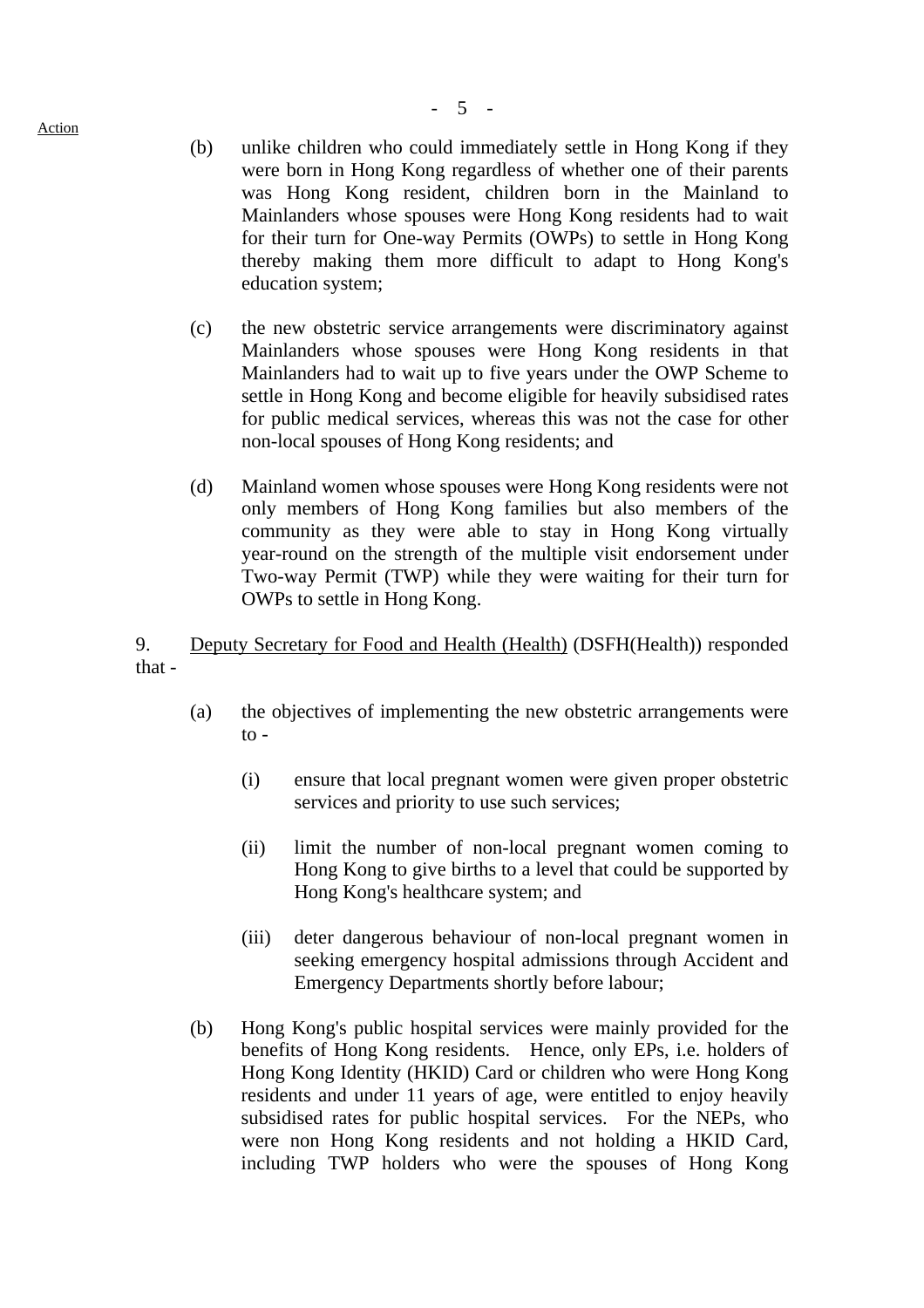Action

(b) unlike children who could immediately settle in Hong Kong if they were born in Hong Kong regardless of whether one of their parents was Hong Kong resident, children born in the Mainland to Mainlanders whose spouses were Hong Kong residents had to wait for their turn for One-way Permits (OWPs) to settle in Hong Kong thereby making them more difficult to adapt to Hong Kong's education system;

(c) the new obstetric service arrangements were discriminatory against Mainlanders whose spouses were Hong Kong residents in that Mainlanders had to wait up to five years under the OWP Scheme to settle in Hong Kong and become eligible for heavily subsidised rates for public medical services, whereas this was not the case for other non-local spouses of Hong Kong residents; and

(d) Mainland women whose spouses were Hong Kong residents were not only members of Hong Kong families but also members of the community as they were able to stay in Hong Kong virtually year-round on the strength of the multiple visit endorsement under Two-way Permit (TWP) while they were waiting for their turn for OWPs to settle in Hong Kong.

9. Deputy Secretary for Food and Health (Health) (DSFH(Health)) responded that -

(a) the objectives of implementing the new obstetric arrangements were to -

   (i) ensure that local pregnant women were given proper obstetric services and priority to use such services;

   (ii) limit the number of non-local pregnant women coming to Hong Kong to give births to a level that could be supported by Hong Kong's healthcare system; and

   (iii) deter dangerous behaviour of non-local pregnant women in seeking emergency hospital admissions through Accident and Emergency Departments shortly before labour;

(b) Hong Kong's public hospital services were mainly provided for the benefits of Hong Kong residents. Hence, only EPs, i.e. holders of Hong Kong Identity (HKID) Card or children who were Hong Kong residents and under 11 years of age, were entitled to enjoy heavily subsidised rates for public hospital services. For the NEPs, who were non Hong Kong residents and not holding a HKID Card, including TWP holders who were the spouses of Hong Kong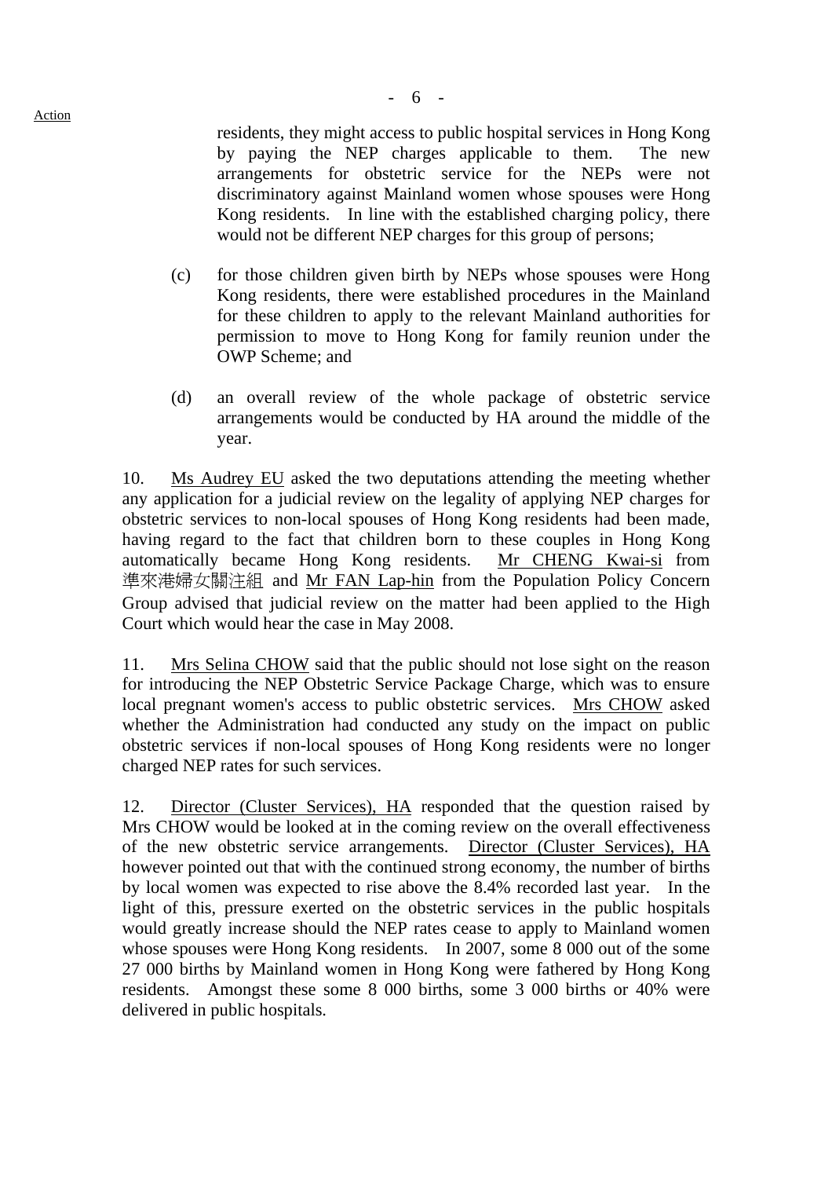residents, they might access to public hospital services in Hong Kong by paying the NEP charges applicable to them. The new arrangements for obstetric service for the NEPs were not discriminatory against Mainland women whose spouses were Hong Kong residents. In line with the established charging policy, there would not be different NEP charges for this group of persons;

(c) for those children given birth by NEPs whose spouses were Hong Kong residents, there were established procedures in the Mainland for these children to apply to the relevant Mainland authorities for permission to move to Hong Kong for family reunion under the OWP Scheme; and

(d) an overall review of the whole package of obstetric service arrangements would be conducted by HA around the middle of the year.

10. Ms Audrey EU asked the two deputations attending the meeting whether any application for a judicial review on the legality of applying NEP charges for obstetric services to non-local spouses of Hong Kong residents had been made, having regard to the fact that children born to these couples in Hong Kong automatically became Hong Kong residents. Mr CHENG Kwai-si from 準來港婦女關注組 and Mr FAN Lap-hin from the Population Policy Concern Group advised that judicial review on the matter had been applied to the High Court which would hear the case in May 2008.

11. Mrs Selina CHOW said that the public should not lose sight on the reason for introducing the NEP Obstetric Service Package Charge, which was to ensure local pregnant women's access to public obstetric services. Mrs CHOW asked whether the Administration had conducted any study on the impact on public obstetric services if non-local spouses of Hong Kong residents were no longer charged NEP rates for such services.

12. Director (Cluster Services), HA responded that the question raised by Mrs CHOW would be looked at in the coming review on the overall effectiveness of the new obstetric service arrangements. Director (Cluster Services), HA however pointed out that with the continued strong economy, the number of births by local women was expected to rise above the 8.4% recorded last year. In the light of this, pressure exerted on the obstetric services in the public hospitals would greatly increase should the NEP rates cease to apply to Mainland women whose spouses were Hong Kong residents. In 2007, some 8 000 out of the some 27 000 births by Mainland women in Hong Kong were fathered by Hong Kong residents. Amongst these some 8 000 births, some 3 000 births or 40% were delivered in public hospitals.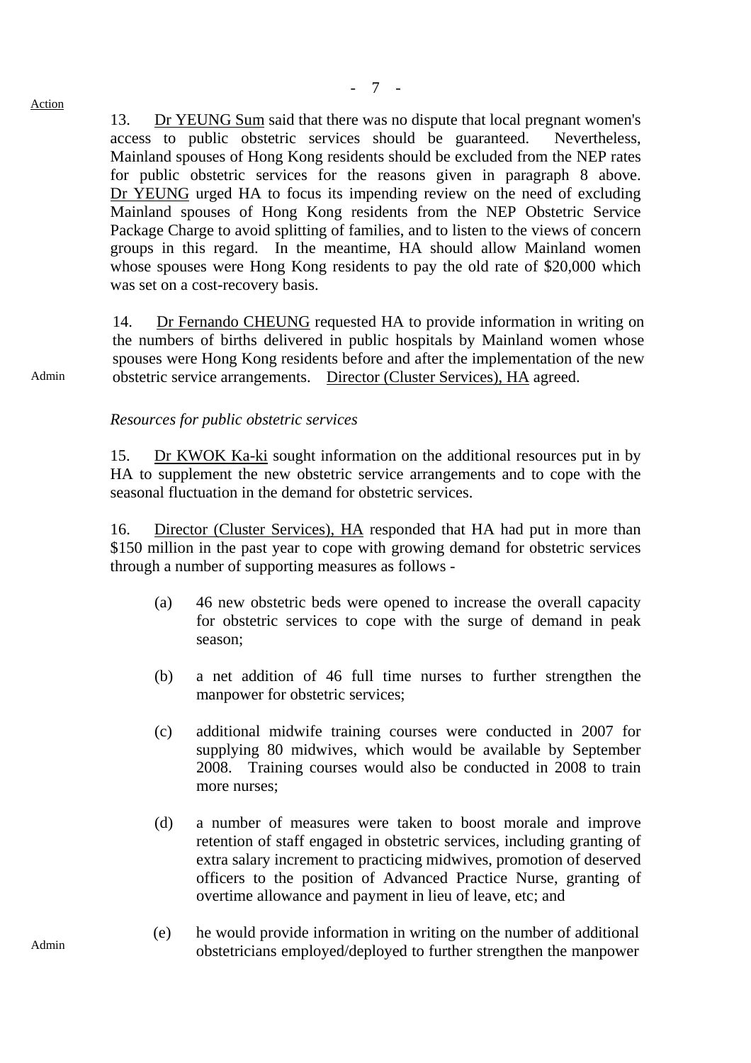Action

13. Dr YEUNG Sum said that there was no dispute that local pregnant women's access to public obstetric services should be guaranteed. Nevertheless, Mainland spouses of Hong Kong residents should be excluded from the NEP rates for public obstetric services for the reasons given in paragraph 8 above. Dr YEUNG urged HA to focus its impending review on the need of excluding Mainland spouses of Hong Kong residents from the NEP Obstetric Service Package Charge to avoid splitting of families, and to listen to the views of concern groups in this regard. In the meantime, HA should allow Mainland women whose spouses were Hong Kong residents to pay the old rate of $20,000 which was set on a cost-recovery basis.

14. Dr Fernando CHEUNG requested HA to provide information in writing on the numbers of births delivered in public hospitals by Mainland women whose spouses were Hong Kong residents before and after the implementation of the new obstetric service arrangements. Director (Cluster Services), HA agreed. — Admin

*Resources for public obstetric services*

15. Dr KWOK Ka-ki sought information on the additional resources put in by HA to supplement the new obstetric service arrangements and to cope with the seasonal fluctuation in the demand for obstetric services.

16. Director (Cluster Services), HA responded that HA had put in more than $150 million in the past year to cope with growing demand for obstetric services through a number of supporting measures as follows -

(a) 46 new obstetric beds were opened to increase the overall capacity for obstetric services to cope with the surge of demand in peak season;

(b) a net addition of 46 full time nurses to further strengthen the manpower for obstetric services;

(c) additional midwife training courses were conducted in 2007 for supplying 80 midwives, which would be available by September 2008. Training courses would also be conducted in 2008 to train more nurses;

(d) a number of measures were taken to boost morale and improve retention of staff engaged in obstetric services, including granting of extra salary increment to practicing midwives, promotion of deserved officers to the position of Advanced Practice Nurse, granting of overtime allowance and payment in lieu of leave, etc; and

(e) he would provide information in writing on the number of additional obstetricians employed/deployed to further strengthen the manpower — Admin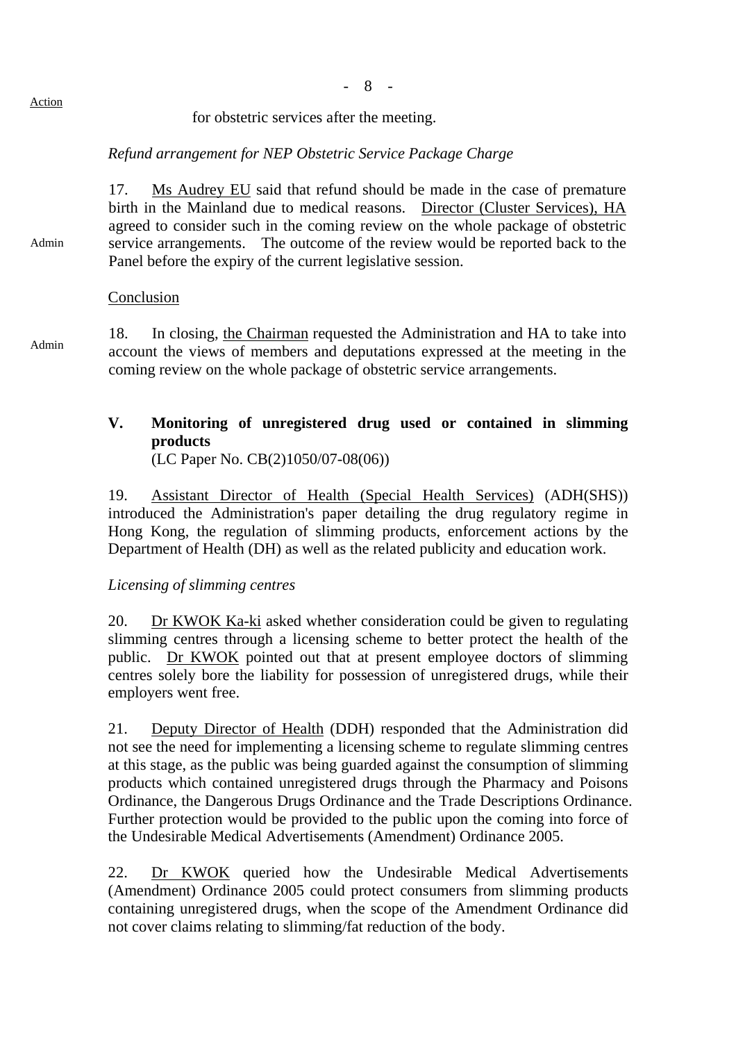Action

for obstetric services after the meeting.

*Refund arrangement for NEP Obstetric Service Package Charge*

17. Ms Audrey EU said that refund should be made in the case of premature birth in the Mainland due to medical reasons. Director (Cluster Services), HA agreed to consider such in the coming review on the whole package of obstetric service arrangements. The outcome of the review would be reported back to the Panel before the expiry of the current legislative session.

Admin

Conclusion

18. In closing, the Chairman requested the Administration and HA to take into account the views of members and deputations expressed at the meeting in the coming review on the whole package of obstetric service arrangements.

Admin

## V. Monitoring of unregistered drug used or contained in slimming products

(LC Paper No. CB(2)1050/07-08(06))

19. Assistant Director of Health (Special Health Services) (ADH(SHS)) introduced the Administration's paper detailing the drug regulatory regime in Hong Kong, the regulation of slimming products, enforcement actions by the Department of Health (DH) as well as the related publicity and education work.

*Licensing of slimming centres*

20. Dr KWOK Ka-ki asked whether consideration could be given to regulating slimming centres through a licensing scheme to better protect the health of the public. Dr KWOK pointed out that at present employee doctors of slimming centres solely bore the liability for possession of unregistered drugs, while their employers went free.

21. Deputy Director of Health (DDH) responded that the Administration did not see the need for implementing a licensing scheme to regulate slimming centres at this stage, as the public was being guarded against the consumption of slimming products which contained unregistered drugs through the Pharmacy and Poisons Ordinance, the Dangerous Drugs Ordinance and the Trade Descriptions Ordinance. Further protection would be provided to the public upon the coming into force of the Undesirable Medical Advertisements (Amendment) Ordinance 2005.

22. Dr KWOK queried how the Undesirable Medical Advertisements (Amendment) Ordinance 2005 could protect consumers from slimming products containing unregistered drugs, when the scope of the Amendment Ordinance did not cover claims relating to slimming/fat reduction of the body.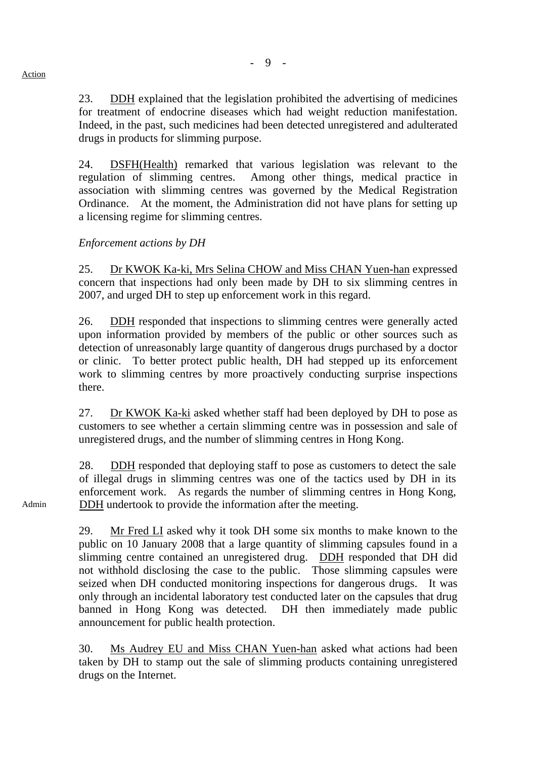Action

23. DDH explained that the legislation prohibited the advertising of medicines for treatment of endocrine diseases which had weight reduction manifestation. Indeed, in the past, such medicines had been detected unregistered and adulterated drugs in products for slimming purpose.

24. DSFH(Health) remarked that various legislation was relevant to the regulation of slimming centres. Among other things, medical practice in association with slimming centres was governed by the Medical Registration Ordinance. At the moment, the Administration did not have plans for setting up a licensing regime for slimming centres.

*Enforcement actions by DH*

25. Dr KWOK Ka-ki, Mrs Selina CHOW and Miss CHAN Yuen-han expressed concern that inspections had only been made by DH to six slimming centres in 2007, and urged DH to step up enforcement work in this regard.

26. DDH responded that inspections to slimming centres were generally acted upon information provided by members of the public or other sources such as detection of unreasonably large quantity of dangerous drugs purchased by a doctor or clinic. To better protect public health, DH had stepped up its enforcement work to slimming centres by more proactively conducting surprise inspections there.

27. Dr KWOK Ka-ki asked whether staff had been deployed by DH to pose as customers to see whether a certain slimming centre was in possession and sale of unregistered drugs, and the number of slimming centres in Hong Kong.

28. DDH responded that deploying staff to pose as customers to detect the sale of illegal drugs in slimming centres was one of the tactics used by DH in its enforcement work. As regards the number of slimming centres in Hong Kong, DDH undertook to provide the information after the meeting.

Admin

29. Mr Fred LI asked why it took DH some six months to make known to the public on 10 January 2008 that a large quantity of slimming capsules found in a slimming centre contained an unregistered drug. DDH responded that DH did not withhold disclosing the case to the public. Those slimming capsules were seized when DH conducted monitoring inspections for dangerous drugs. It was only through an incidental laboratory test conducted later on the capsules that drug banned in Hong Kong was detected. DH then immediately made public announcement for public health protection.

30. Ms Audrey EU and Miss CHAN Yuen-han asked what actions had been taken by DH to stamp out the sale of slimming products containing unregistered drugs on the Internet.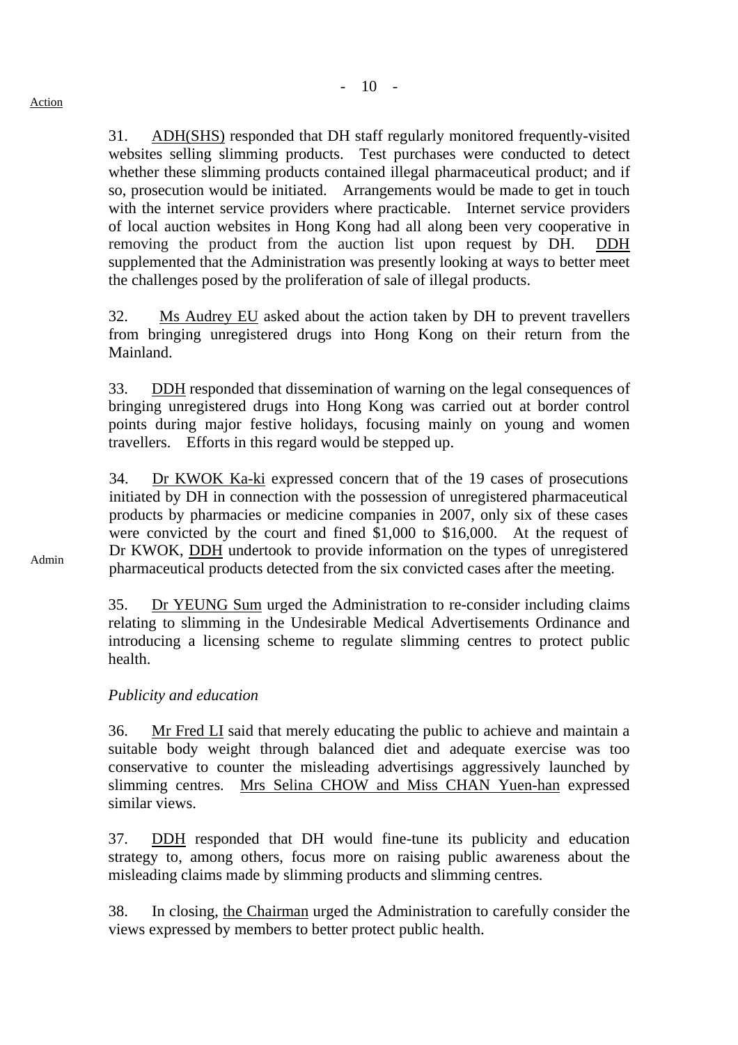Action

31. ADH(SHS) responded that DH staff regularly monitored frequently-visited websites selling slimming products. Test purchases were conducted to detect whether these slimming products contained illegal pharmaceutical product; and if so, prosecution would be initiated. Arrangements would be made to get in touch with the internet service providers where practicable. Internet service providers of local auction websites in Hong Kong had all along been very cooperative in removing the product from the auction list upon request by DH. DDH supplemented that the Administration was presently looking at ways to better meet the challenges posed by the proliferation of sale of illegal products.

32. Ms Audrey EU asked about the action taken by DH to prevent travellers from bringing unregistered drugs into Hong Kong on their return from the Mainland.

33. DDH responded that dissemination of warning on the legal consequences of bringing unregistered drugs into Hong Kong was carried out at border control points during major festive holidays, focusing mainly on young and women travellers. Efforts in this regard would be stepped up.

34. Dr KWOK Ka-ki expressed concern that of the 19 cases of prosecutions initiated by DH in connection with the possession of unregistered pharmaceutical products by pharmacies or medicine companies in 2007, only six of these cases were convicted by the court and fined $1,000 to $16,000. At the request of Dr KWOK, DDH undertook to provide information on the types of unregistered pharmaceutical products detected from the six convicted cases after the meeting.

Admin

35. Dr YEUNG Sum urged the Administration to re-consider including claims relating to slimming in the Undesirable Medical Advertisements Ordinance and introducing a licensing scheme to regulate slimming centres to protect public health.

*Publicity and education*

36. Mr Fred LI said that merely educating the public to achieve and maintain a suitable body weight through balanced diet and adequate exercise was too conservative to counter the misleading advertisings aggressively launched by slimming centres. Mrs Selina CHOW and Miss CHAN Yuen-han expressed similar views.

37. DDH responded that DH would fine-tune its publicity and education strategy to, among others, focus more on raising public awareness about the misleading claims made by slimming products and slimming centres.

38. In closing, the Chairman urged the Administration to carefully consider the views expressed by members to better protect public health.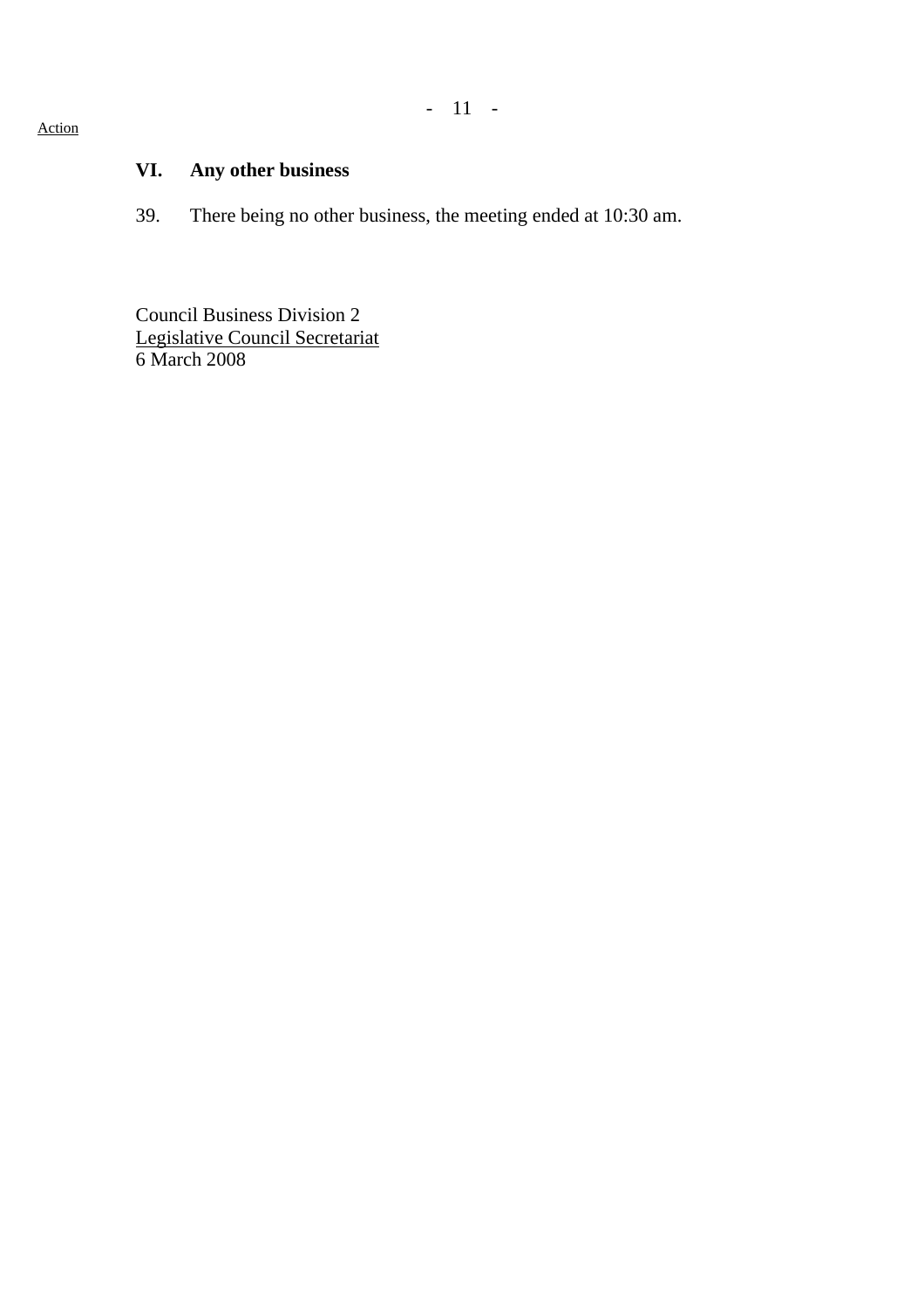Action

## VI. Any other business

39. There being no other business, the meeting ended at 10:30 am.

Council Business Division 2
Legislative Council Secretariat
6 March 2008